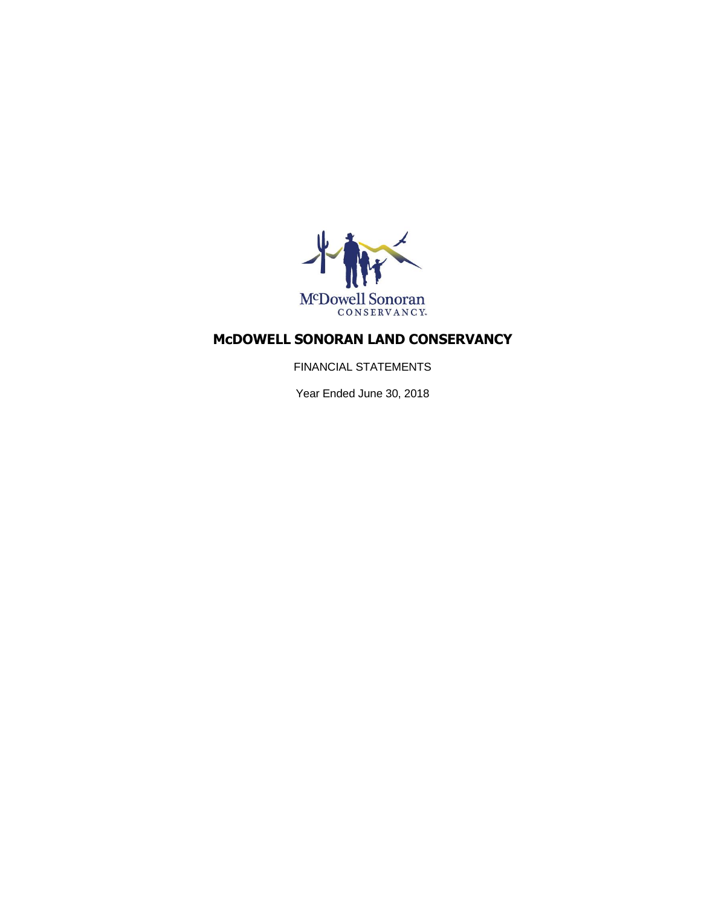McDowell Sonoran
CONSERVANCY.

# McDOWELL SONORAN LAND CONSERVANCY

FINANCIAL STATEMENTS

Year Ended June 30, 2018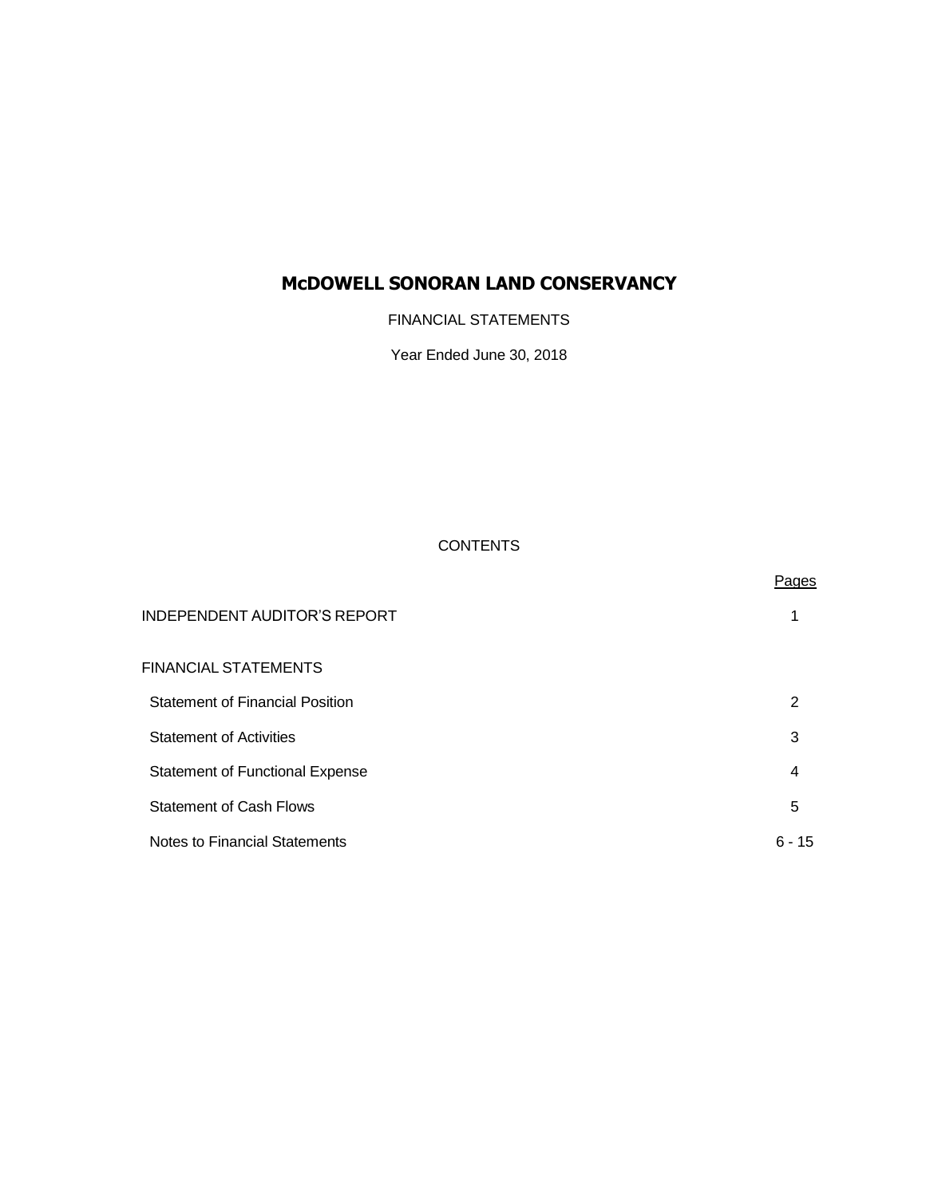# McDOWELL SONORAN LAND CONSERVANCY

FINANCIAL STATEMENTS

Year Ended June 30, 2018

CONTENTS

| | Pages |
|---|---|
| INDEPENDENT AUDITOR'S REPORT | 1 |
| FINANCIAL STATEMENTS | |
| Statement of Financial Position | 2 |
| Statement of Activities | 3 |
| Statement of Functional Expense | 4 |
| Statement of Cash Flows | 5 |
| Notes to Financial Statements | 6 - 15 |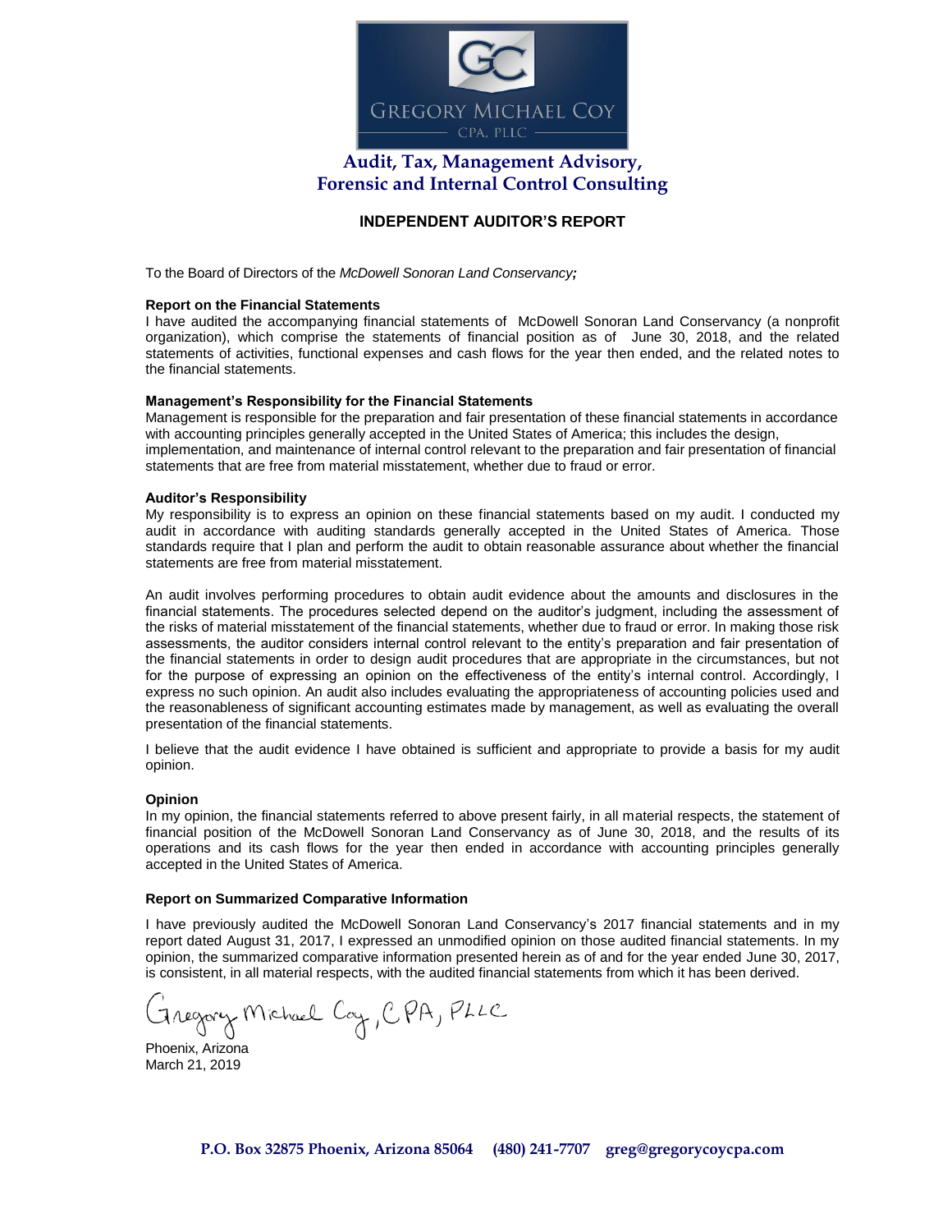GREGORY MICHAEL COY

CPA, PLLC

**Audit, Tax, Management Advisory,**
**Forensic and Internal Control Consulting**

## INDEPENDENT AUDITOR'S REPORT

To the Board of Directors of the *McDowell Sonoran Land Conservancy;*

**Report on the Financial Statements**

I have audited the accompanying financial statements of McDowell Sonoran Land Conservancy (a nonprofit organization), which comprise the statements of financial position as of June 30, 2018, and the related statements of activities, functional expenses and cash flows for the year then ended, and the related notes to the financial statements.

**Management's Responsibility for the Financial Statements**

Management is responsible for the preparation and fair presentation of these financial statements in accordance with accounting principles generally accepted in the United States of America; this includes the design, implementation, and maintenance of internal control relevant to the preparation and fair presentation of financial statements that are free from material misstatement, whether due to fraud or error.

**Auditor's Responsibility**

My responsibility is to express an opinion on these financial statements based on my audit. I conducted my audit in accordance with auditing standards generally accepted in the United States of America. Those standards require that I plan and perform the audit to obtain reasonable assurance about whether the financial statements are free from material misstatement.

An audit involves performing procedures to obtain audit evidence about the amounts and disclosures in the financial statements. The procedures selected depend on the auditor's judgment, including the assessment of the risks of material misstatement of the financial statements, whether due to fraud or error. In making those risk assessments, the auditor considers internal control relevant to the entity's preparation and fair presentation of the financial statements in order to design audit procedures that are appropriate in the circumstances, but not for the purpose of expressing an opinion on the effectiveness of the entity's internal control. Accordingly, I express no such opinion. An audit also includes evaluating the appropriateness of accounting policies used and the reasonableness of significant accounting estimates made by management, as well as evaluating the overall presentation of the financial statements.

I believe that the audit evidence I have obtained is sufficient and appropriate to provide a basis for my audit opinion.

**Opinion**

In my opinion, the financial statements referred to above present fairly, in all material respects, the statement of financial position of the McDowell Sonoran Land Conservancy as of June 30, 2018, and the results of its operations and its cash flows for the year then ended in accordance with accounting principles generally accepted in the United States of America.

**Report on Summarized Comparative Information**

I have previously audited the McDowell Sonoran Land Conservancy's 2017 financial statements and in my report dated August 31, 2017, I expressed an unmodified opinion on those audited financial statements. In my opinion, the summarized comparative information presented herein as of and for the year ended June 30, 2017, is consistent, in all material respects, with the audited financial statements from which it has been derived.

Gregory Michael Coy, CPA, PLLC

Phoenix, Arizona
March 21, 2019

**P.O. Box 32875 Phoenix, Arizona 85064 (480) 241-7707 greg@gregorycoycpa.com**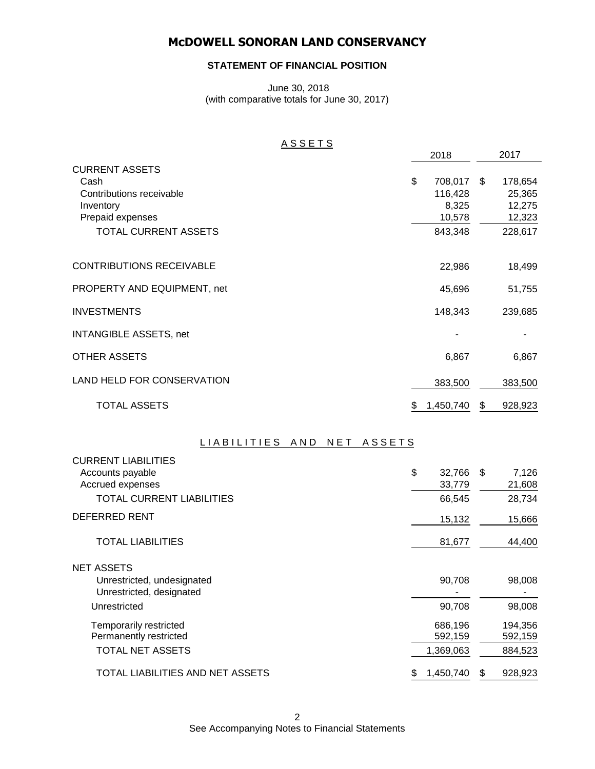# McDOWELL SONORAN LAND CONSERVANCY

## STATEMENT OF FINANCIAL POSITION

June 30, 2018
(with comparative totals for June 30, 2017)

### ASSETS

| | 2018 | 2017 |
|---|---|---|
| **CURRENT ASSETS** | | |
| Cash | $ 708,017 | $ 178,654 |
| Contributions receivable | 116,428 | 25,365 |
| Inventory | 8,325 | 12,275 |
| Prepaid expenses | 10,578 | 12,323 |
| TOTAL CURRENT ASSETS | 843,348 | 228,617 |
| CONTRIBUTIONS RECEIVABLE | 22,986 | 18,499 |
| PROPERTY AND EQUIPMENT, net | 45,696 | 51,755 |
| INVESTMENTS | 148,343 | 239,685 |
| INTANGIBLE ASSETS, net | - | - |
| OTHER ASSETS | 6,867 | 6,867 |
| LAND HELD FOR CONSERVATION | 383,500 | 383,500 |
| TOTAL ASSETS | $ 1,450,740 | $ 928,923 |

### LIABILITIES AND NET ASSETS

| | 2018 | 2017 |
|---|---|---|
| **CURRENT LIABILITIES** | | |
| Accounts payable | $ 32,766 | $ 7,126 |
| Accrued expenses | 33,779 | 21,608 |
| TOTAL CURRENT LIABILITIES | 66,545 | 28,734 |
| DEFERRED RENT | 15,132 | 15,666 |
| TOTAL LIABILITIES | 81,677 | 44,400 |
| **NET ASSETS** | | |
| Unrestricted, undesignated | 90,708 | 98,008 |
| Unrestricted, designated | - | - |
| Unrestricted | 90,708 | 98,008 |
| Temporarily restricted | 686,196 | 194,356 |
| Permanently restricted | 592,159 | 592,159 |
| TOTAL NET ASSETS | 1,369,063 | 884,523 |
| TOTAL LIABILITIES AND NET ASSETS | $ 1,450,740 | $ 928,923 |

See Accompanying Notes to Financial Statements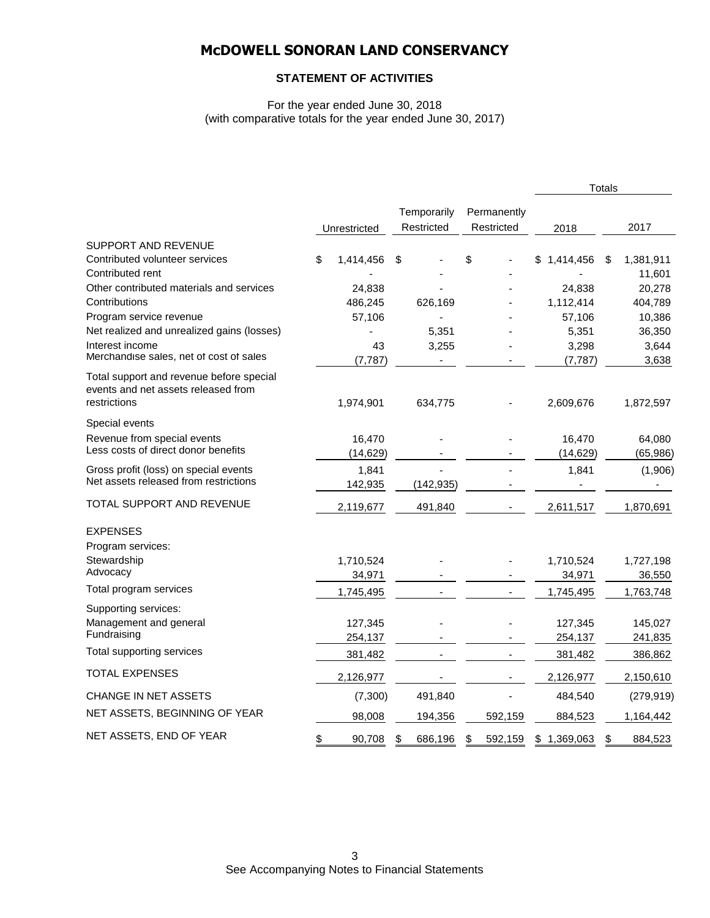# McDOWELL SONORAN LAND CONSERVANCY

## STATEMENT OF ACTIVITIES

For the year ended June 30, 2018
(with comparative totals for the year ended June 30, 2017)

| | Unrestricted | Temporarily Restricted | Permanently Restricted | Totals 2018 | Totals 2017 |
|---|---|---|---|---|---|
| SUPPORT AND REVENUE | | | | | |
| Contributed volunteer services | $ 1,414,456 | $ - | $ - | $ 1,414,456 | $ 1,381,911 |
| Contributed rent | - | - | - | - | 11,601 |
| Other contributed materials and services | 24,838 | - | - | 24,838 | 20,278 |
| Contributions | 486,245 | 626,169 | - | 1,112,414 | 404,789 |
| Program service revenue | 57,106 | - | - | 57,106 | 10,386 |
| Net realized and unrealized gains (losses) | - | 5,351 | - | 5,351 | 36,350 |
| Interest income | 43 | 3,255 | - | 3,298 | 3,644 |
| Merchandise sales, net of cost of sales | (7,787) | - | - | (7,787) | 3,638 |
| Total support and revenue before special events and net assets released from restrictions | 1,974,901 | 634,775 | - | 2,609,676 | 1,872,597 |
| Special events | | | | | |
| Revenue from special events | 16,470 | - | - | 16,470 | 64,080 |
| Less costs of direct donor benefits | (14,629) | - | - | (14,629) | (65,986) |
| Gross profit (loss) on special events | 1,841 | - | - | 1,841 | (1,906) |
| Net assets released from restrictions | 142,935 | (142,935) | - | - | - |
| TOTAL SUPPORT AND REVENUE | 2,119,677 | 491,840 | - | 2,611,517 | 1,870,691 |
| EXPENSES | | | | | |
| Program services: | | | | | |
| Stewardship | 1,710,524 | - | - | 1,710,524 | 1,727,198 |
| Advocacy | 34,971 | - | - | 34,971 | 36,550 |
| Total program services | 1,745,495 | - | - | 1,745,495 | 1,763,748 |
| Supporting services: | | | | | |
| Management and general | 127,345 | - | - | 127,345 | 145,027 |
| Fundraising | 254,137 | - | - | 254,137 | 241,835 |
| Total supporting services | 381,482 | - | - | 381,482 | 386,862 |
| TOTAL EXPENSES | 2,126,977 | - | - | 2,126,977 | 2,150,610 |
| CHANGE IN NET ASSETS | (7,300) | 491,840 | - | 484,540 | (279,919) |
| NET ASSETS, BEGINNING OF YEAR | 98,008 | 194,356 | 592,159 | 884,523 | 1,164,442 |
| NET ASSETS, END OF YEAR | $ 90,708 | $ 686,196 | $ 592,159 | $ 1,369,063 | $ 884,523 |

See Accompanying Notes to Financial Statements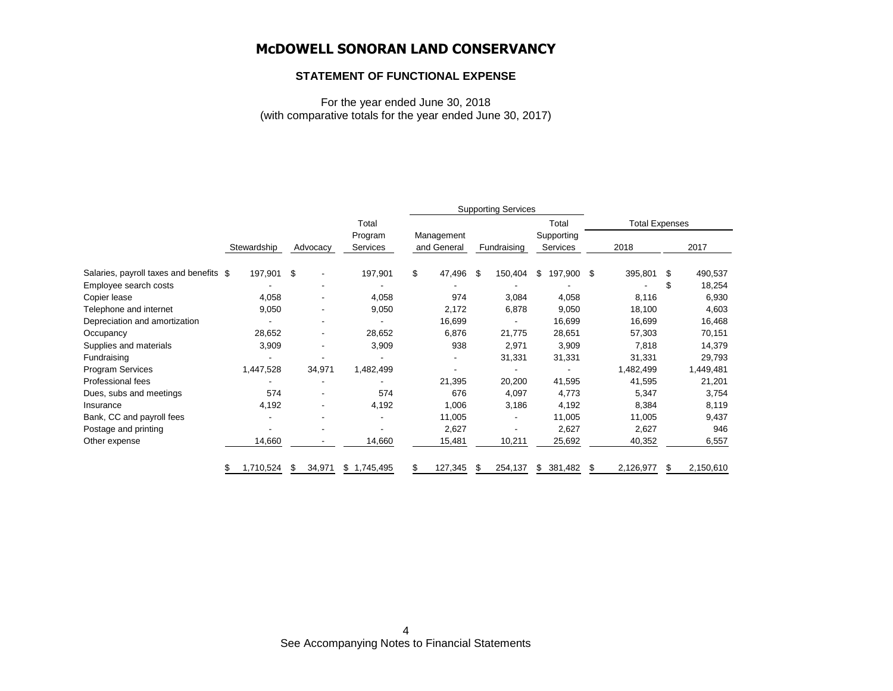# McDOWELL SONORAN LAND CONSERVANCY

## STATEMENT OF FUNCTIONAL EXPENSE

For the year ended June 30, 2018
(with comparative totals for the year ended June 30, 2017)

| | | | | Supporting Services | | | Total Expenses | |
|---|---|---|---|---|---|---|---|---|
| | Stewardship | Advocacy | Total Program Services | Management and General | Fundraising | Total Supporting Services | 2018 | 2017 |
| Salaries, payroll taxes and benefits | $ 197,901 | $ - | 197,901 | $ 47,496 | $ 150,404 | $ 197,900 | $ 395,801 | $ 490,537 |
| Employee search costs | - | - | - | - | - | - | - | $ 18,254 |
| Copier lease | 4,058 | - | 4,058 | 974 | 3,084 | 4,058 | 8,116 | 6,930 |
| Telephone and internet | 9,050 | - | 9,050 | 2,172 | 6,878 | 9,050 | 18,100 | 4,603 |
| Depreciation and amortization | - | - | - | 16,699 | - | 16,699 | 16,699 | 16,468 |
| Occupancy | 28,652 | - | 28,652 | 6,876 | 21,775 | 28,651 | 57,303 | 70,151 |
| Supplies and materials | 3,909 | - | 3,909 | 938 | 2,971 | 3,909 | 7,818 | 14,379 |
| Fundraising | - | - | - | - | 31,331 | 31,331 | 31,331 | 29,793 |
| Program Services | 1,447,528 | 34,971 | 1,482,499 | - | - | - | 1,482,499 | 1,449,481 |
| Professional fees | - | - | - | 21,395 | 20,200 | 41,595 | 41,595 | 21,201 |
| Dues, subs and meetings | 574 | - | 574 | 676 | 4,097 | 4,773 | 5,347 | 3,754 |
| Insurance | 4,192 | - | 4,192 | 1,006 | 3,186 | 4,192 | 8,384 | 8,119 |
| Bank, CC and payroll fees | - | - | - | 11,005 | - | 11,005 | 11,005 | 9,437 |
| Postage and printing | - | - | - | 2,627 | - | 2,627 | 2,627 | 946 |
| Other expense | 14,660 | - | 14,660 | 15,481 | 10,211 | 25,692 | 40,352 | 6,557 |
| | $ 1,710,524 | $ 34,971 | $ 1,745,495 | $ 127,345 | $ 254,137 | $ 381,482 | $ 2,126,977 | $ 2,150,610 |

See Accompanying Notes to Financial Statements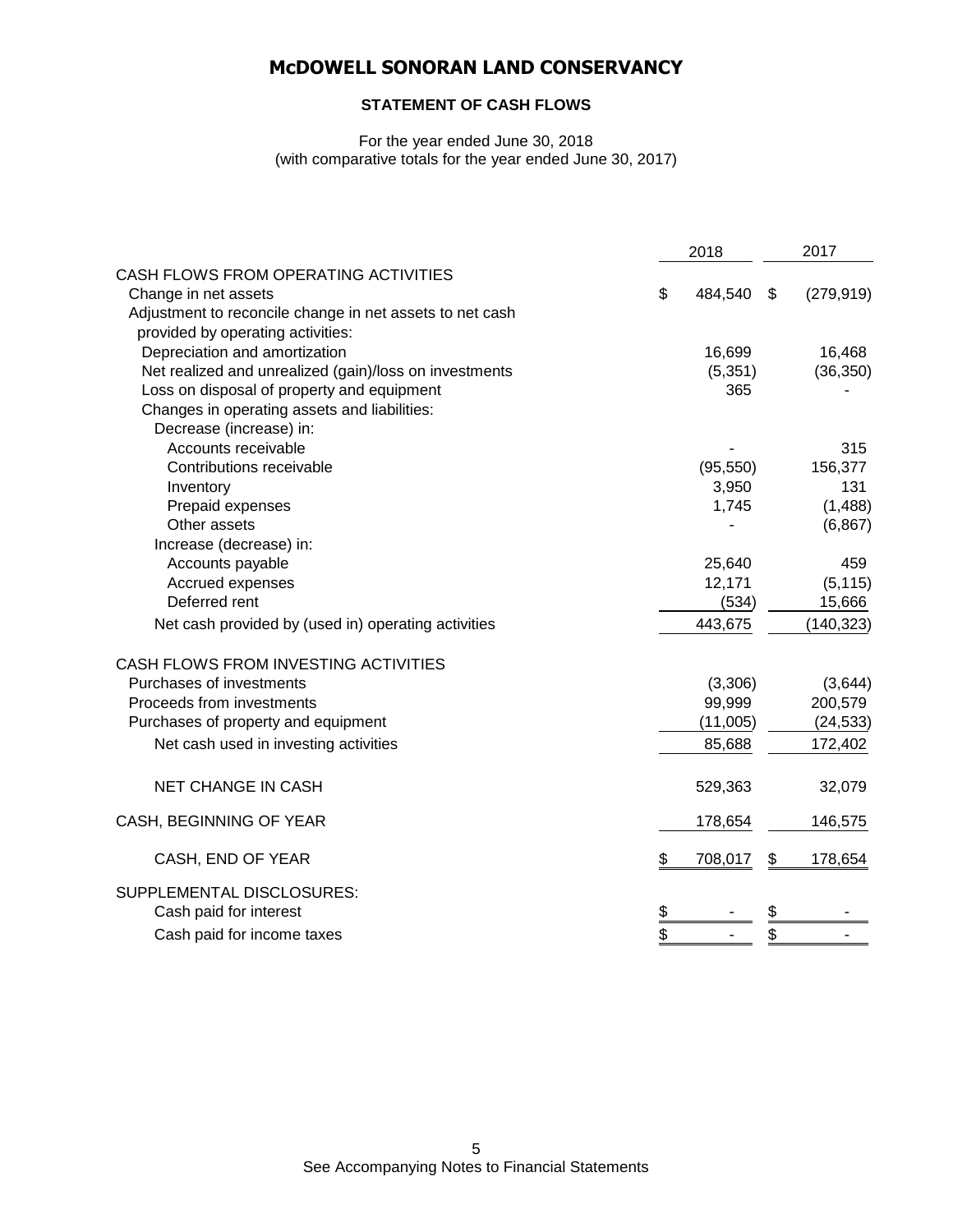# McDOWELL SONORAN LAND CONSERVANCY

## STATEMENT OF CASH FLOWS

For the year ended June 30, 2018
(with comparative totals for the year ended June 30, 2017)

| | 2018 | 2017 |
|---|---|---|
| CASH FLOWS FROM OPERATING ACTIVITIES | | |
| Change in net assets | $ 484,540 | $ (279,919) |
| Adjustment to reconcile change in net assets to net cash provided by operating activities: | | |
| Depreciation and amortization | 16,699 | 16,468 |
| Net realized and unrealized (gain)/loss on investments | (5,351) | (36,350) |
| Loss on disposal of property and equipment | 365 | - |
| Changes in operating assets and liabilities: | | |
| Decrease (increase) in: | | |
| Accounts receivable | - | 315 |
| Contributions receivable | (95,550) | 156,377 |
| Inventory | 3,950 | 131 |
| Prepaid expenses | 1,745 | (1,488) |
| Other assets | - | (6,867) |
| Increase (decrease) in: | | |
| Accounts payable | 25,640 | 459 |
| Accrued expenses | 12,171 | (5,115) |
| Deferred rent | (534) | 15,666 |
| Net cash provided by (used in) operating activities | 443,675 | (140,323) |
| CASH FLOWS FROM INVESTING ACTIVITIES | | |
| Purchases of investments | (3,306) | (3,644) |
| Proceeds from investments | 99,999 | 200,579 |
| Purchases of property and equipment | (11,005) | (24,533) |
| Net cash used in investing activities | 85,688 | 172,402 |
| NET CHANGE IN CASH | 529,363 | 32,079 |
| CASH, BEGINNING OF YEAR | 178,654 | 146,575 |
| CASH, END OF YEAR | $ 708,017 | $ 178,654 |
| SUPPLEMENTAL DISCLOSURES: | | |
| Cash paid for interest | $ - | $ - |
| Cash paid for income taxes | $ - | $ - |

See Accompanying Notes to Financial Statements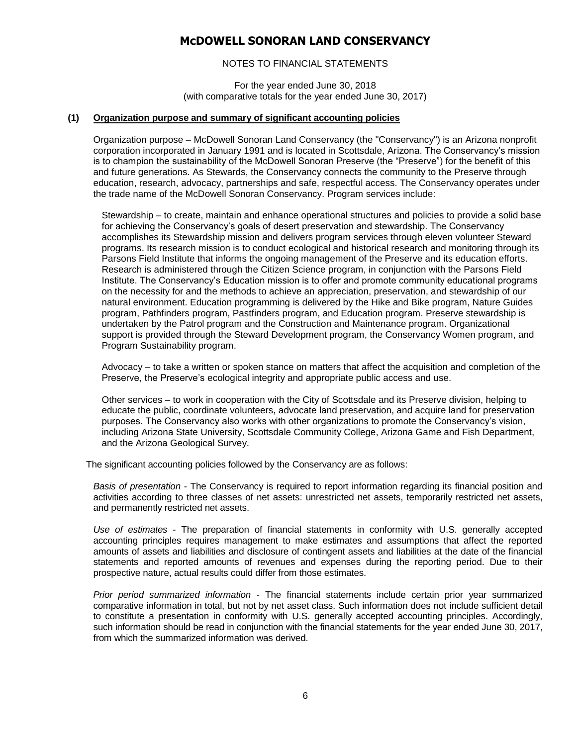# McDOWELL SONORAN LAND CONSERVANCY

NOTES TO FINANCIAL STATEMENTS

For the year ended June 30, 2018
(with comparative totals for the year ended June 30, 2017)

## (1) Organization purpose and summary of significant accounting policies

Organization purpose – McDowell Sonoran Land Conservancy (the "Conservancy") is an Arizona nonprofit corporation incorporated in January 1991 and is located in Scottsdale, Arizona. The Conservancy's mission is to champion the sustainability of the McDowell Sonoran Preserve (the "Preserve") for the benefit of this and future generations. As Stewards, the Conservancy connects the community to the Preserve through education, research, advocacy, partnerships and safe, respectful access. The Conservancy operates under the trade name of the McDowell Sonoran Conservancy. Program services include:

Stewardship – to create, maintain and enhance operational structures and policies to provide a solid base for achieving the Conservancy's goals of desert preservation and stewardship. The Conservancy accomplishes its Stewardship mission and delivers program services through eleven volunteer Steward programs. Its research mission is to conduct ecological and historical research and monitoring through its Parsons Field Institute that informs the ongoing management of the Preserve and its education efforts. Research is administered through the Citizen Science program, in conjunction with the Parsons Field Institute. The Conservancy's Education mission is to offer and promote community educational programs on the necessity for and the methods to achieve an appreciation, preservation, and stewardship of our natural environment. Education programming is delivered by the Hike and Bike program, Nature Guides program, Pathfinders program, Pastfinders program, and Education program. Preserve stewardship is undertaken by the Patrol program and the Construction and Maintenance program. Organizational support is provided through the Steward Development program, the Conservancy Women program, and Program Sustainability program.

Advocacy – to take a written or spoken stance on matters that affect the acquisition and completion of the Preserve, the Preserve's ecological integrity and appropriate public access and use.

Other services – to work in cooperation with the City of Scottsdale and its Preserve division, helping to educate the public, coordinate volunteers, advocate land preservation, and acquire land for preservation purposes. The Conservancy also works with other organizations to promote the Conservancy's vision, including Arizona State University, Scottsdale Community College, Arizona Game and Fish Department, and the Arizona Geological Survey.

The significant accounting policies followed by the Conservancy are as follows:

*Basis of presentation* - The Conservancy is required to report information regarding its financial position and activities according to three classes of net assets: unrestricted net assets, temporarily restricted net assets, and permanently restricted net assets.

*Use of estimates* - The preparation of financial statements in conformity with U.S. generally accepted accounting principles requires management to make estimates and assumptions that affect the reported amounts of assets and liabilities and disclosure of contingent assets and liabilities at the date of the financial statements and reported amounts of revenues and expenses during the reporting period. Due to their prospective nature, actual results could differ from those estimates.

*Prior period summarized information* - The financial statements include certain prior year summarized comparative information in total, but not by net asset class. Such information does not include sufficient detail to constitute a presentation in conformity with U.S. generally accepted accounting principles. Accordingly, such information should be read in conjunction with the financial statements for the year ended June 30, 2017, from which the summarized information was derived.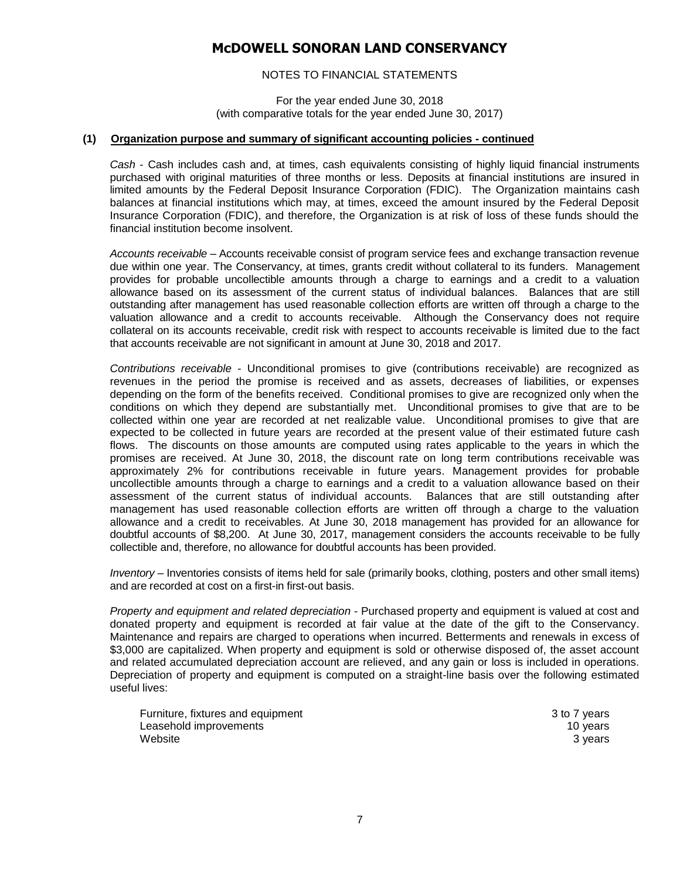# McDOWELL SONORAN LAND CONSERVANCY

NOTES TO FINANCIAL STATEMENTS

For the year ended June 30, 2018
(with comparative totals for the year ended June 30, 2017)

## (1) Organization purpose and summary of significant accounting policies - continued

*Cash* - Cash includes cash and, at times, cash equivalents consisting of highly liquid financial instruments purchased with original maturities of three months or less. Deposits at financial institutions are insured in limited amounts by the Federal Deposit Insurance Corporation (FDIC). The Organization maintains cash balances at financial institutions which may, at times, exceed the amount insured by the Federal Deposit Insurance Corporation (FDIC), and therefore, the Organization is at risk of loss of these funds should the financial institution become insolvent.

*Accounts receivable* – Accounts receivable consist of program service fees and exchange transaction revenue due within one year. The Conservancy, at times, grants credit without collateral to its funders. Management provides for probable uncollectible amounts through a charge to earnings and a credit to a valuation allowance based on its assessment of the current status of individual balances. Balances that are still outstanding after management has used reasonable collection efforts are written off through a charge to the valuation allowance and a credit to accounts receivable. Although the Conservancy does not require collateral on its accounts receivable, credit risk with respect to accounts receivable is limited due to the fact that accounts receivable are not significant in amount at June 30, 2018 and 2017.

*Contributions receivable* - Unconditional promises to give (contributions receivable) are recognized as revenues in the period the promise is received and as assets, decreases of liabilities, or expenses depending on the form of the benefits received. Conditional promises to give are recognized only when the conditions on which they depend are substantially met. Unconditional promises to give that are to be collected within one year are recorded at net realizable value. Unconditional promises to give that are expected to be collected in future years are recorded at the present value of their estimated future cash flows. The discounts on those amounts are computed using rates applicable to the years in which the promises are received. At June 30, 2018, the discount rate on long term contributions receivable was approximately 2% for contributions receivable in future years. Management provides for probable uncollectible amounts through a charge to earnings and a credit to a valuation allowance based on their assessment of the current status of individual accounts. Balances that are still outstanding after management has used reasonable collection efforts are written off through a charge to the valuation allowance and a credit to receivables. At June 30, 2018 management has provided for an allowance for doubtful accounts of $8,200. At June 30, 2017, management considers the accounts receivable to be fully collectible and, therefore, no allowance for doubtful accounts has been provided.

*Inventory* – Inventories consists of items held for sale (primarily books, clothing, posters and other small items) and are recorded at cost on a first-in first-out basis.

*Property and equipment and related depreciation* - Purchased property and equipment is valued at cost and donated property and equipment is recorded at fair value at the date of the gift to the Conservancy. Maintenance and repairs are charged to operations when incurred. Betterments and renewals in excess of $3,000 are capitalized. When property and equipment is sold or otherwise disposed of, the asset account and related accumulated depreciation account are relieved, and any gain or loss is included in operations. Depreciation of property and equipment is computed on a straight-line basis over the following estimated useful lives:

| | |
|---|---|
| Furniture, fixtures and equipment | 3 to 7 years |
| Leasehold improvements | 10 years |
| Website | 3 years |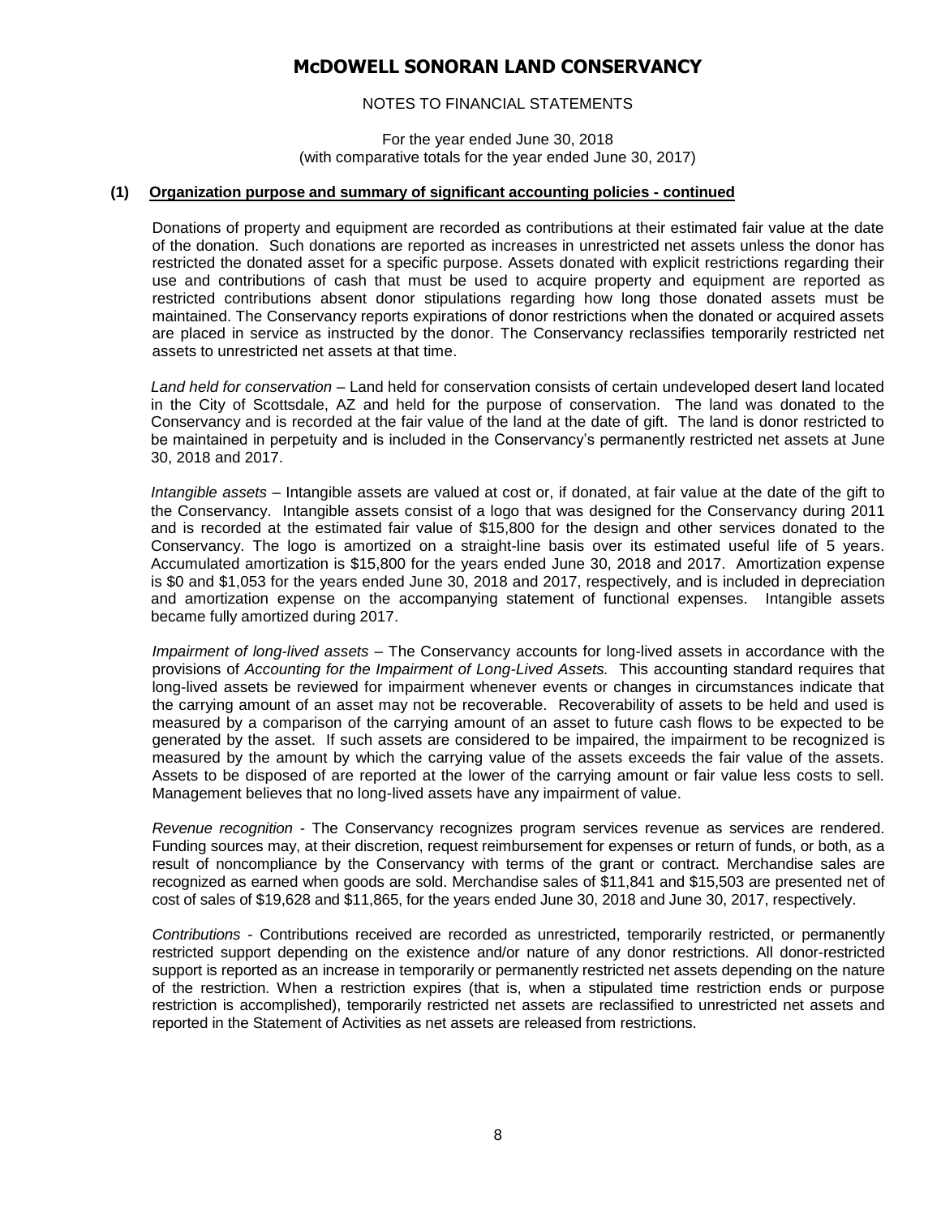# McDOWELL SONORAN LAND CONSERVANCY

NOTES TO FINANCIAL STATEMENTS

For the year ended June 30, 2018
(with comparative totals for the year ended June 30, 2017)

**(1) Organization purpose and summary of significant accounting policies - continued**

Donations of property and equipment are recorded as contributions at their estimated fair value at the date of the donation. Such donations are reported as increases in unrestricted net assets unless the donor has restricted the donated asset for a specific purpose. Assets donated with explicit restrictions regarding their use and contributions of cash that must be used to acquire property and equipment are reported as restricted contributions absent donor stipulations regarding how long those donated assets must be maintained. The Conservancy reports expirations of donor restrictions when the donated or acquired assets are placed in service as instructed by the donor. The Conservancy reclassifies temporarily restricted net assets to unrestricted net assets at that time.

*Land held for conservation* – Land held for conservation consists of certain undeveloped desert land located in the City of Scottsdale, AZ and held for the purpose of conservation. The land was donated to the Conservancy and is recorded at the fair value of the land at the date of gift. The land is donor restricted to be maintained in perpetuity and is included in the Conservancy's permanently restricted net assets at June 30, 2018 and 2017.

*Intangible assets* – Intangible assets are valued at cost or, if donated, at fair value at the date of the gift to the Conservancy. Intangible assets consist of a logo that was designed for the Conservancy during 2011 and is recorded at the estimated fair value of $15,800 for the design and other services donated to the Conservancy. The logo is amortized on a straight-line basis over its estimated useful life of 5 years. Accumulated amortization is $15,800 for the years ended June 30, 2018 and 2017. Amortization expense is $0 and $1,053 for the years ended June 30, 2018 and 2017, respectively, and is included in depreciation and amortization expense on the accompanying statement of functional expenses. Intangible assets became fully amortized during 2017.

*Impairment of long-lived assets* – The Conservancy accounts for long-lived assets in accordance with the provisions of *Accounting for the Impairment of Long-Lived Assets.* This accounting standard requires that long-lived assets be reviewed for impairment whenever events or changes in circumstances indicate that the carrying amount of an asset may not be recoverable. Recoverability of assets to be held and used is measured by a comparison of the carrying amount of an asset to future cash flows to be expected to be generated by the asset. If such assets are considered to be impaired, the impairment to be recognized is measured by the amount by which the carrying value of the assets exceeds the fair value of the assets. Assets to be disposed of are reported at the lower of the carrying amount or fair value less costs to sell. Management believes that no long-lived assets have any impairment of value.

*Revenue recognition* - The Conservancy recognizes program services revenue as services are rendered. Funding sources may, at their discretion, request reimbursement for expenses or return of funds, or both, as a result of noncompliance by the Conservancy with terms of the grant or contract. Merchandise sales are recognized as earned when goods are sold. Merchandise sales of $11,841 and $15,503 are presented net of cost of sales of $19,628 and $11,865, for the years ended June 30, 2018 and June 30, 2017, respectively.

*Contributions* - Contributions received are recorded as unrestricted, temporarily restricted, or permanently restricted support depending on the existence and/or nature of any donor restrictions. All donor-restricted support is reported as an increase in temporarily or permanently restricted net assets depending on the nature of the restriction. When a restriction expires (that is, when a stipulated time restriction ends or purpose restriction is accomplished), temporarily restricted net assets are reclassified to unrestricted net assets and reported in the Statement of Activities as net assets are released from restrictions.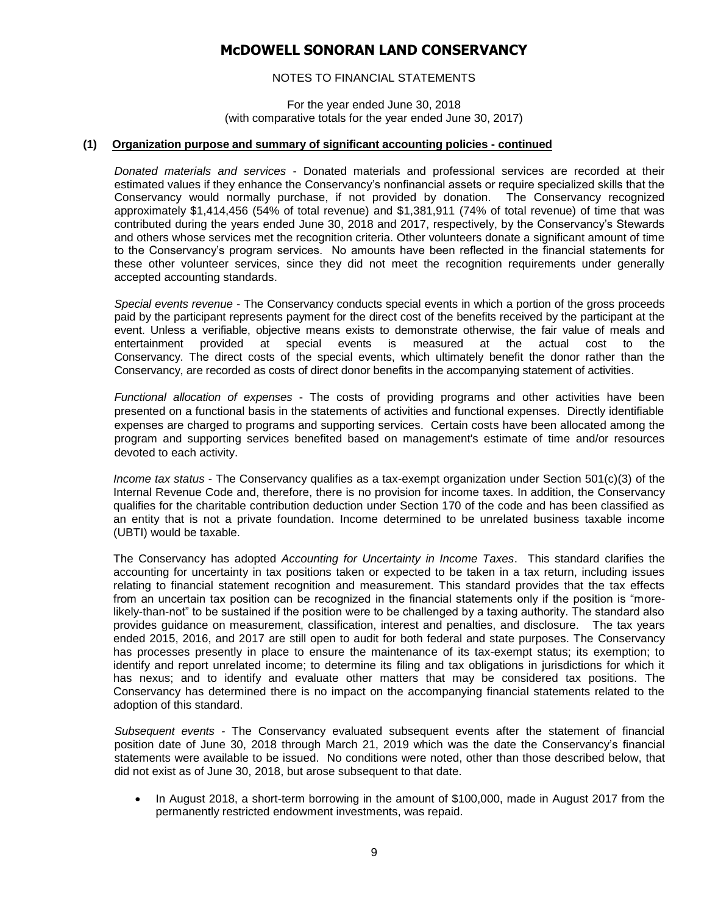# McDOWELL SONORAN LAND CONSERVANCY

NOTES TO FINANCIAL STATEMENTS

For the year ended June 30, 2018
(with comparative totals for the year ended June 30, 2017)

**(1) Organization purpose and summary of significant accounting policies - continued**

*Donated materials and services* - Donated materials and professional services are recorded at their estimated values if they enhance the Conservancy's nonfinancial assets or require specialized skills that the Conservancy would normally purchase, if not provided by donation. The Conservancy recognized approximately $1,414,456 (54% of total revenue) and $1,381,911 (74% of total revenue) of time that was contributed during the years ended June 30, 2018 and 2017, respectively, by the Conservancy's Stewards and others whose services met the recognition criteria. Other volunteers donate a significant amount of time to the Conservancy's program services. No amounts have been reflected in the financial statements for these other volunteer services, since they did not meet the recognition requirements under generally accepted accounting standards.

*Special events revenue* - The Conservancy conducts special events in which a portion of the gross proceeds paid by the participant represents payment for the direct cost of the benefits received by the participant at the event. Unless a verifiable, objective means exists to demonstrate otherwise, the fair value of meals and entertainment provided at special events is measured at the actual cost to the Conservancy. The direct costs of the special events, which ultimately benefit the donor rather than the Conservancy, are recorded as costs of direct donor benefits in the accompanying statement of activities.

*Functional allocation of expenses* - The costs of providing programs and other activities have been presented on a functional basis in the statements of activities and functional expenses. Directly identifiable expenses are charged to programs and supporting services. Certain costs have been allocated among the program and supporting services benefited based on management's estimate of time and/or resources devoted to each activity.

*Income tax status* - The Conservancy qualifies as a tax-exempt organization under Section 501(c)(3) of the Internal Revenue Code and, therefore, there is no provision for income taxes. In addition, the Conservancy qualifies for the charitable contribution deduction under Section 170 of the code and has been classified as an entity that is not a private foundation. Income determined to be unrelated business taxable income (UBTI) would be taxable.

The Conservancy has adopted *Accounting for Uncertainty in Income Taxes*. This standard clarifies the accounting for uncertainty in tax positions taken or expected to be taken in a tax return, including issues relating to financial statement recognition and measurement. This standard provides that the tax effects from an uncertain tax position can be recognized in the financial statements only if the position is "more-likely-than-not" to be sustained if the position were to be challenged by a taxing authority. The standard also provides guidance on measurement, classification, interest and penalties, and disclosure. The tax years ended 2015, 2016, and 2017 are still open to audit for both federal and state purposes. The Conservancy has processes presently in place to ensure the maintenance of its tax-exempt status; its exemption; to identify and report unrelated income; to determine its filing and tax obligations in jurisdictions for which it has nexus; and to identify and evaluate other matters that may be considered tax positions. The Conservancy has determined there is no impact on the accompanying financial statements related to the adoption of this standard.

*Subsequent events* - The Conservancy evaluated subsequent events after the statement of financial position date of June 30, 2018 through March 21, 2019 which was the date the Conservancy's financial statements were available to be issued. No conditions were noted, other than those described below, that did not exist as of June 30, 2018, but arose subsequent to that date.

- In August 2018, a short-term borrowing in the amount of $100,000, made in August 2017 from the permanently restricted endowment investments, was repaid.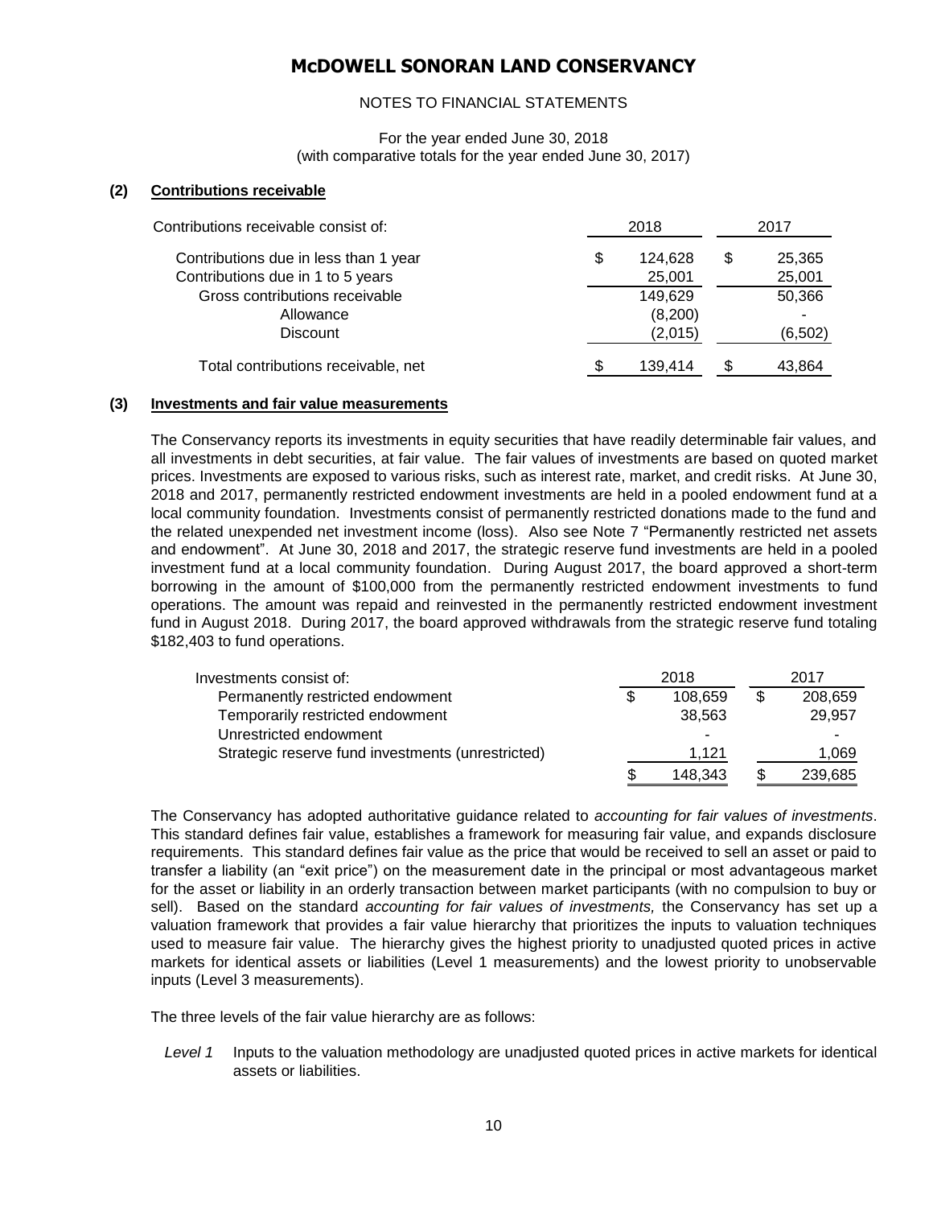# McDOWELL SONORAN LAND CONSERVANCY

NOTES TO FINANCIAL STATEMENTS

For the year ended June 30, 2018
(with comparative totals for the year ended June 30, 2017)

## (2) Contributions receivable

| Contributions receivable consist of: | 2018 | 2017 |
|---|---|---|
| Contributions due in less than 1 year | $ 124,628 | $ 25,365 |
| Contributions due in 1 to 5 years | 25,001 | 25,001 |
| Gross contributions receivable | 149,629 | 50,366 |
| Allowance | (8,200) | - |
| Discount | (2,015) | (6,502) |
| Total contributions receivable, net | $ 139,414 | $ 43,864 |

## (3) Investments and fair value measurements

The Conservancy reports its investments in equity securities that have readily determinable fair values, and all investments in debt securities, at fair value. The fair values of investments are based on quoted market prices. Investments are exposed to various risks, such as interest rate, market, and credit risks. At June 30, 2018 and 2017, permanently restricted endowment investments are held in a pooled endowment fund at a local community foundation. Investments consist of permanently restricted donations made to the fund and the related unexpended net investment income (loss). Also see Note 7 "Permanently restricted net assets and endowment". At June 30, 2018 and 2017, the strategic reserve fund investments are held in a pooled investment fund at a local community foundation. During August 2017, the board approved a short-term borrowing in the amount of $100,000 from the permanently restricted endowment investments to fund operations. The amount was repaid and reinvested in the permanently restricted endowment investment fund in August 2018. During 2017, the board approved withdrawals from the strategic reserve fund totaling $182,403 to fund operations.

| Investments consist of: | 2018 | 2017 |
|---|---|---|
| Permanently restricted endowment | $ 108,659 | $ 208,659 |
| Temporarily restricted endowment | 38,563 | 29,957 |
| Unrestricted endowment | - | - |
| Strategic reserve fund investments (unrestricted) | 1,121 | 1,069 |
| | $ 148,343 | $ 239,685 |

The Conservancy has adopted authoritative guidance related to *accounting for fair values of investments*. This standard defines fair value, establishes a framework for measuring fair value, and expands disclosure requirements. This standard defines fair value as the price that would be received to sell an asset or paid to transfer a liability (an "exit price") on the measurement date in the principal or most advantageous market for the asset or liability in an orderly transaction between market participants (with no compulsion to buy or sell). Based on the standard *accounting for fair values of investments,* the Conservancy has set up a valuation framework that provides a fair value hierarchy that prioritizes the inputs to valuation techniques used to measure fair value. The hierarchy gives the highest priority to unadjusted quoted prices in active markets for identical assets or liabilities (Level 1 measurements) and the lowest priority to unobservable inputs (Level 3 measurements).

The three levels of the fair value hierarchy are as follows:

*Level 1* Inputs to the valuation methodology are unadjusted quoted prices in active markets for identical assets or liabilities.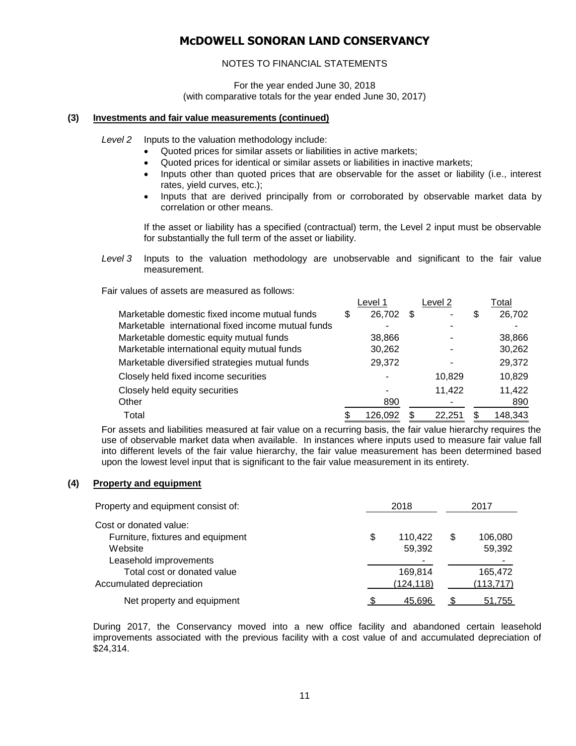# McDOWELL SONORAN LAND CONSERVANCY

NOTES TO FINANCIAL STATEMENTS

For the year ended June 30, 2018
(with comparative totals for the year ended June 30, 2017)

**(3) Investments and fair value measurements (continued)**

*Level 2* Inputs to the valuation methodology include:

- Quoted prices for similar assets or liabilities in active markets;
- Quoted prices for identical or similar assets or liabilities in inactive markets;
- Inputs other than quoted prices that are observable for the asset or liability (i.e., interest rates, yield curves, etc.);
- Inputs that are derived principally from or corroborated by observable market data by correlation or other means.

If the asset or liability has a specified (contractual) term, the Level 2 input must be observable for substantially the full term of the asset or liability.

*Level 3* Inputs to the valuation methodology are unobservable and significant to the fair value measurement.

Fair values of assets are measured as follows:

| | Level 1 | Level 2 | Total |
|---|---|---|---|
| Marketable domestic fixed income mutual funds | $ 26,702 | $ - | $ 26,702 |
| Marketable international fixed income mutual funds | - | - | - |
| Marketable domestic equity mutual funds | 38,866 | - | 38,866 |
| Marketable international equity mutual funds | 30,262 | - | 30,262 |
| Marketable diversified strategies mutual funds | 29,372 | - | 29,372 |
| Closely held fixed income securities | - | 10,829 | 10,829 |
| Closely held equity securities | - | 11,422 | 11,422 |
| Other | 890 | - | 890 |
| Total | $ 126,092 | $ 22,251 | $ 148,343 |

For assets and liabilities measured at fair value on a recurring basis, the fair value hierarchy requires the use of observable market data when available. In instances where inputs used to measure fair value fall into different levels of the fair value hierarchy, the fair value measurement has been determined based upon the lowest level input that is significant to the fair value measurement in its entirety.

**(4) Property and equipment**

| Property and equipment consist of: | 2018 | 2017 |
|---|---|---|
| Cost or donated value: | | |
| Furniture, fixtures and equipment | $ 110,422 | $ 106,080 |
| Website | 59,392 | 59,392 |
| Leasehold improvements | - | - |
| Total cost or donated value | 169,814 | 165,472 |
| Accumulated depreciation | (124,118) | (113,717) |
| Net property and equipment | $ 45,696 | $ 51,755 |

During 2017, the Conservancy moved into a new office facility and abandoned certain leasehold improvements associated with the previous facility with a cost value of and accumulated depreciation of $24,314.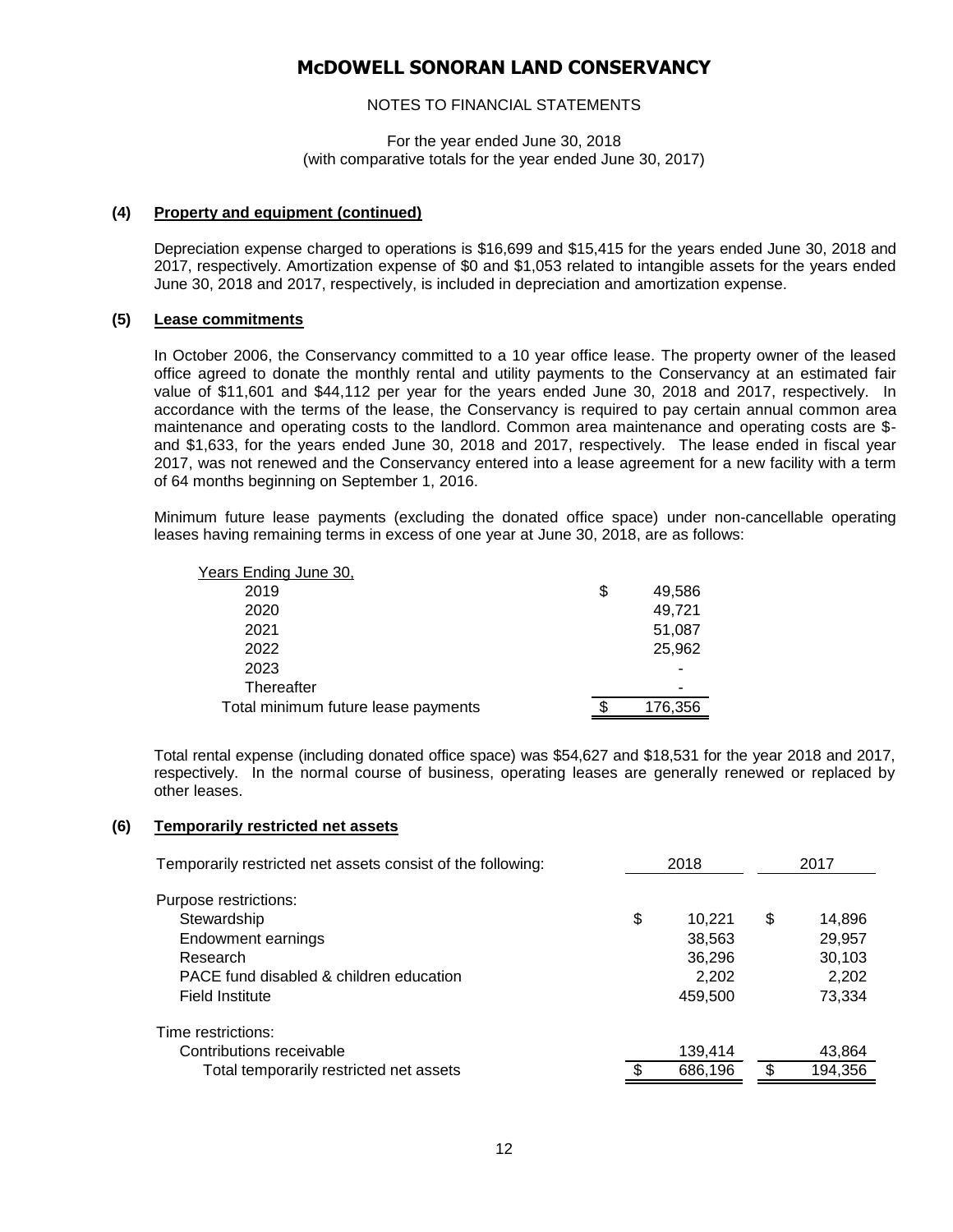# McDOWELL SONORAN LAND CONSERVANCY

NOTES TO FINANCIAL STATEMENTS

For the year ended June 30, 2018
(with comparative totals for the year ended June 30, 2017)

## (4) Property and equipment (continued)

Depreciation expense charged to operations is $16,699 and $15,415 for the years ended June 30, 2018 and 2017, respectively. Amortization expense of $0 and $1,053 related to intangible assets for the years ended June 30, 2018 and 2017, respectively, is included in depreciation and amortization expense.

## (5) Lease commitments

In October 2006, the Conservancy committed to a 10 year office lease. The property owner of the leased office agreed to donate the monthly rental and utility payments to the Conservancy at an estimated fair value of $11,601 and $44,112 per year for the years ended June 30, 2018 and 2017, respectively. In accordance with the terms of the lease, the Conservancy is required to pay certain annual common area maintenance and operating costs to the landlord. Common area maintenance and operating costs are $- and $1,633, for the years ended June 30, 2018 and 2017, respectively. The lease ended in fiscal year 2017, was not renewed and the Conservancy entered into a lease agreement for a new facility with a term of 64 months beginning on September 1, 2016.

Minimum future lease payments (excluding the donated office space) under non-cancellable operating leases having remaining terms in excess of one year at June 30, 2018, are as follows:

| Years Ending June 30, | |
|---|---|
| 2019 | $ 49,586 |
| 2020 | 49,721 |
| 2021 | 51,087 |
| 2022 | 25,962 |
| 2023 | - |
| Thereafter | - |
| Total minimum future lease payments | $ 176,356 |

Total rental expense (including donated office space) was $54,627 and $18,531 for the year 2018 and 2017, respectively. In the normal course of business, operating leases are generally renewed or replaced by other leases.

## (6) Temporarily restricted net assets

| Temporarily restricted net assets consist of the following: | 2018 | 2017 |
|---|---|---|
| Purpose restrictions: | | |
| Stewardship | $ 10,221 | $ 14,896 |
| Endowment earnings | 38,563 | 29,957 |
| Research | 36,296 | 30,103 |
| PACE fund disabled & children education | 2,202 | 2,202 |
| Field Institute | 459,500 | 73,334 |
| Time restrictions: | | |
| Contributions receivable | 139,414 | 43,864 |
| Total temporarily restricted net assets | $ 686,196 | $ 194,356 |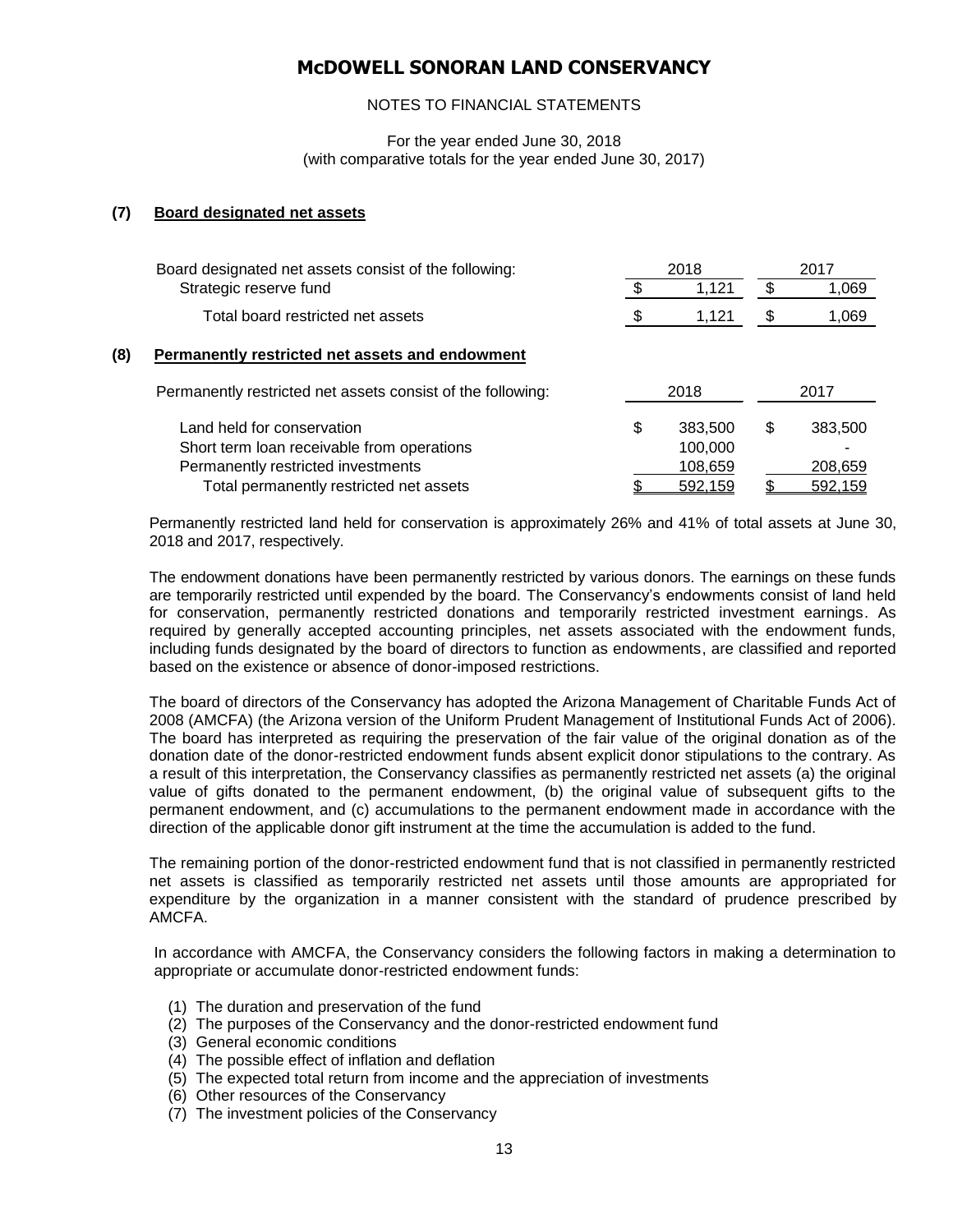# McDOWELL SONORAN LAND CONSERVANCY

NOTES TO FINANCIAL STATEMENTS

For the year ended June 30, 2018
(with comparative totals for the year ended June 30, 2017)

## (7) Board designated net assets

| Board designated net assets consist of the following: | 2018 | 2017 |
|---|---|---|
| Strategic reserve fund | $ 1,121 | $ 1,069 |
| Total board restricted net assets | $ 1,121 | $ 1,069 |

## (8) Permanently restricted net assets and endowment

| Permanently restricted net assets consist of the following: | 2018 | 2017 |
|---|---|---|
| Land held for conservation | $ 383,500 | $ 383,500 |
| Short term loan receivable from operations | 100,000 | - |
| Permanently restricted investments | 108,659 | 208,659 |
| Total permanently restricted net assets | $ 592,159 | $ 592,159 |

Permanently restricted land held for conservation is approximately 26% and 41% of total assets at June 30, 2018 and 2017, respectively.

The endowment donations have been permanently restricted by various donors. The earnings on these funds are temporarily restricted until expended by the board. The Conservancy's endowments consist of land held for conservation, permanently restricted donations and temporarily restricted investment earnings. As required by generally accepted accounting principles, net assets associated with the endowment funds, including funds designated by the board of directors to function as endowments, are classified and reported based on the existence or absence of donor-imposed restrictions.

The board of directors of the Conservancy has adopted the Arizona Management of Charitable Funds Act of 2008 (AMCFA) (the Arizona version of the Uniform Prudent Management of Institutional Funds Act of 2006). The board has interpreted as requiring the preservation of the fair value of the original donation as of the donation date of the donor-restricted endowment funds absent explicit donor stipulations to the contrary. As a result of this interpretation, the Conservancy classifies as permanently restricted net assets (a) the original value of gifts donated to the permanent endowment, (b) the original value of subsequent gifts to the permanent endowment, and (c) accumulations to the permanent endowment made in accordance with the direction of the applicable donor gift instrument at the time the accumulation is added to the fund.

The remaining portion of the donor-restricted endowment fund that is not classified in permanently restricted net assets is classified as temporarily restricted net assets until those amounts are appropriated for expenditure by the organization in a manner consistent with the standard of prudence prescribed by AMCFA.

In accordance with AMCFA, the Conservancy considers the following factors in making a determination to appropriate or accumulate donor-restricted endowment funds:

(1) The duration and preservation of the fund
(2) The purposes of the Conservancy and the donor-restricted endowment fund
(3) General economic conditions
(4) The possible effect of inflation and deflation
(5) The expected total return from income and the appreciation of investments
(6) Other resources of the Conservancy
(7) The investment policies of the Conservancy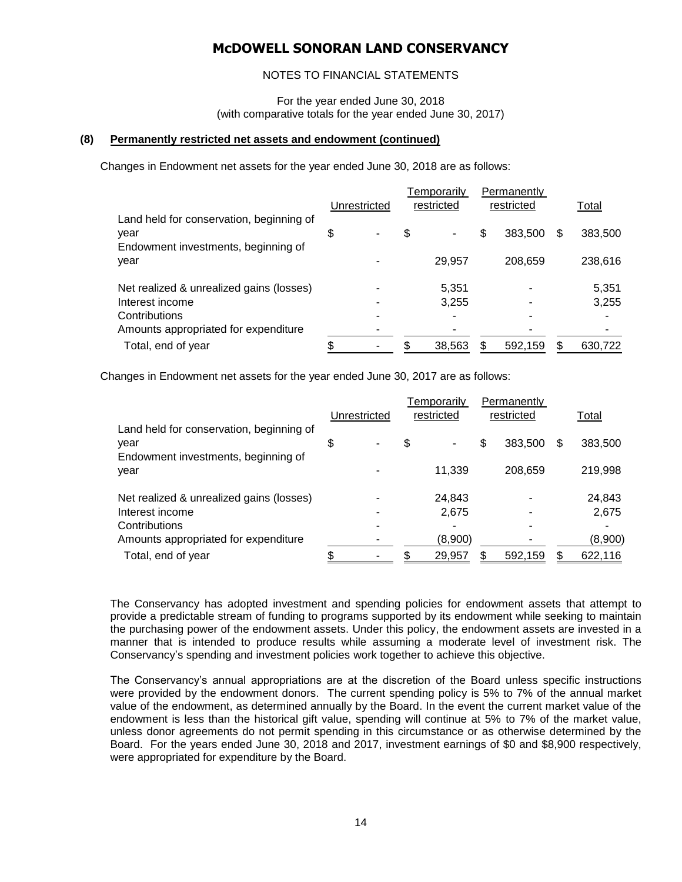# McDOWELL SONORAN LAND CONSERVANCY

NOTES TO FINANCIAL STATEMENTS

For the year ended June 30, 2018
(with comparative totals for the year ended June 30, 2017)

### (8) Permanently restricted net assets and endowment (continued)

Changes in Endowment net assets for the year ended June 30, 2018 are as follows:

| | Unrestricted | Temporarily restricted | Permanently restricted | Total |
|---|---|---|---|---|
| Land held for conservation, beginning of year | $ - | $ - | $ 383,500 | $ 383,500 |
| Endowment investments, beginning of year | - | 29,957 | 208,659 | 238,616 |
| Net realized & unrealized gains (losses) | - | 5,351 | - | 5,351 |
| Interest income | - | 3,255 | - | 3,255 |
| Contributions | - | - | - | - |
| Amounts appropriated for expenditure | - | - | - | - |
| Total, end of year | $ - | $ 38,563 | $ 592,159 | $ 630,722 |

Changes in Endowment net assets for the year ended June 30, 2017 are as follows:

| | Unrestricted | Temporarily restricted | Permanently restricted | Total |
|---|---|---|---|---|
| Land held for conservation, beginning of year | $ - | $ - | $ 383,500 | $ 383,500 |
| Endowment investments, beginning of year | - | 11,339 | 208,659 | 219,998 |
| Net realized & unrealized gains (losses) | - | 24,843 | - | 24,843 |
| Interest income | - | 2,675 | - | 2,675 |
| Contributions | - | - | - | - |
| Amounts appropriated for expenditure | - | (8,900) | - | (8,900) |
| Total, end of year | $ - | $ 29,957 | $ 592,159 | $ 622,116 |

The Conservancy has adopted investment and spending policies for endowment assets that attempt to provide a predictable stream of funding to programs supported by its endowment while seeking to maintain the purchasing power of the endowment assets. Under this policy, the endowment assets are invested in a manner that is intended to produce results while assuming a moderate level of investment risk. The Conservancy's spending and investment policies work together to achieve this objective.

The Conservancy's annual appropriations are at the discretion of the Board unless specific instructions were provided by the endowment donors. The current spending policy is 5% to 7% of the annual market value of the endowment, as determined annually by the Board. In the event the current market value of the endowment is less than the historical gift value, spending will continue at 5% to 7% of the market value, unless donor agreements do not permit spending in this circumstance or as otherwise determined by the Board. For the years ended June 30, 2018 and 2017, investment earnings of $0 and $8,900 respectively, were appropriated for expenditure by the Board.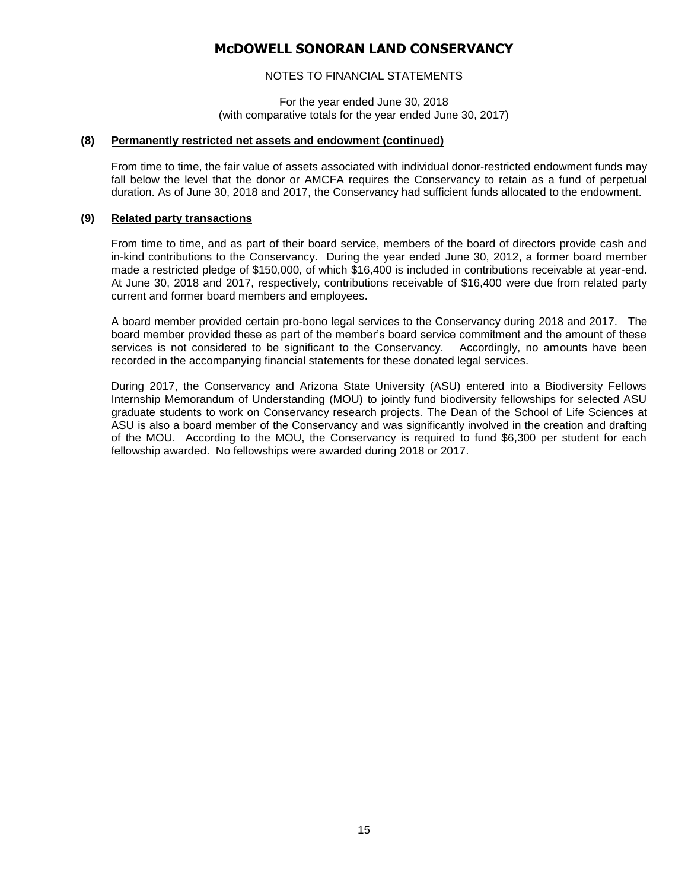# McDOWELL SONORAN LAND CONSERVANCY

NOTES TO FINANCIAL STATEMENTS

For the year ended June 30, 2018
(with comparative totals for the year ended June 30, 2017)

**(8) Permanently restricted net assets and endowment (continued)**

From time to time, the fair value of assets associated with individual donor-restricted endowment funds may fall below the level that the donor or AMCFA requires the Conservancy to retain as a fund of perpetual duration. As of June 30, 2018 and 2017, the Conservancy had sufficient funds allocated to the endowment.

**(9) Related party transactions**

From time to time, and as part of their board service, members of the board of directors provide cash and in-kind contributions to the Conservancy. During the year ended June 30, 2012, a former board member made a restricted pledge of $150,000, of which $16,400 is included in contributions receivable at year-end. At June 30, 2018 and 2017, respectively, contributions receivable of $16,400 were due from related party current and former board members and employees.

A board member provided certain pro-bono legal services to the Conservancy during 2018 and 2017. The board member provided these as part of the member's board service commitment and the amount of these services is not considered to be significant to the Conservancy. Accordingly, no amounts have been recorded in the accompanying financial statements for these donated legal services.

During 2017, the Conservancy and Arizona State University (ASU) entered into a Biodiversity Fellows Internship Memorandum of Understanding (MOU) to jointly fund biodiversity fellowships for selected ASU graduate students to work on Conservancy research projects. The Dean of the School of Life Sciences at ASU is also a board member of the Conservancy and was significantly involved in the creation and drafting of the MOU. According to the MOU, the Conservancy is required to fund $6,300 per student for each fellowship awarded. No fellowships were awarded during 2018 or 2017.